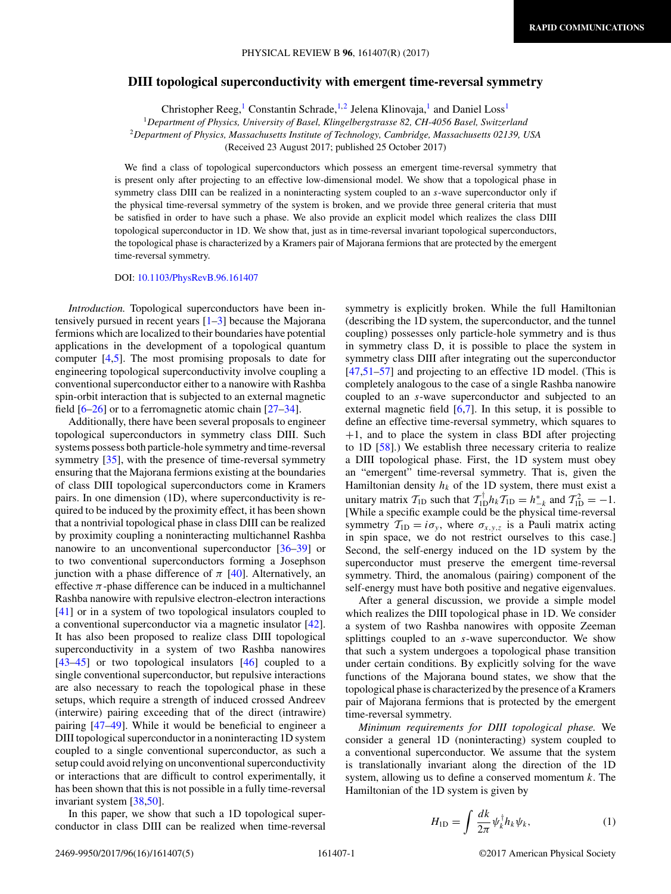# DIII topological superconductivity with emergent time-reversal symmetry

Christopher Reeg,[1] Constantin Schrade,[1,2] Jelena Klinovaja,[1] and Daniel Loss[1]

[1]*Department of Physics, University of Basel, Klingelbergstrasse 82, CH-4056 Basel, Switzerland*

[2]*Department of Physics, Massachusetts Institute of Technology, Cambridge, Massachusetts 02139, USA*

(Received 23 August 2017; published 25 October 2017)

We find a class of topological superconductors which possess an emergent time-reversal symmetry that is present only after projecting to an effective low-dimensional model. We show that a topological phase in symmetry class DIII can be realized in a noninteracting system coupled to an $s$-wave superconductor only if the physical time-reversal symmetry of the system is broken, and we provide three general criteria that must be satisfied in order to have such a phase. We also provide an explicit model which realizes the class DIII topological superconductor in 1D. We show that, just as in time-reversal invariant topological superconductors, the topological phase is characterized by a Kramers pair of Majorana fermions that are protected by the emergent time-reversal symmetry.

DOI: 10.1103/PhysRevB.96.161407

*Introduction.* Topological superconductors have been intensively pursued in recent years [1–3] because the Majorana fermions which are localized to their boundaries have potential applications in the development of a topological quantum computer [4,5]. The most promising proposals to date for engineering topological superconductivity involve coupling a conventional superconductor either to a nanowire with Rashba spin-orbit interaction that is subjected to an external magnetic field [6–26] or to a ferromagnetic atomic chain [27–34].

Additionally, there have been several proposals to engineer topological superconductors in symmetry class DIII. Such systems possess both particle-hole symmetry and time-reversal symmetry [35], with the presence of time-reversal symmetry ensuring that the Majorana fermions existing at the boundaries of class DIII topological superconductors come in Kramers pairs. In one dimension (1D), where superconductivity is required to be induced by the proximity effect, it has been shown that a nontrivial topological phase in class DIII can be realized by proximity coupling a noninteracting multichannel Rashba nanowire to an unconventional superconductor [36–39] or to two conventional superconductors forming a Josephson junction with a phase difference of $\pi$ [40]. Alternatively, an effective $\pi$-phase difference can be induced in a multichannel Rashba nanowire with repulsive electron-electron interactions [41] or in a system of two topological insulators coupled to a conventional superconductor via a magnetic insulator [42]. It has also been proposed to realize class DIII topological superconductivity in a system of two Rashba nanowires [43–45] or two topological insulators [46] coupled to a single conventional superconductor, but repulsive interactions are also necessary to reach the topological phase in these setups, which require a strength of induced crossed Andreev (interwire) pairing exceeding that of the direct (intrawire) pairing [47–49]. While it would be beneficial to engineer a DIII topological superconductor in a noninteracting 1D system coupled to a single conventional superconductor, as such a setup could avoid relying on unconventional superconductivity or interactions that are difficult to control experimentally, it has been shown that this is not possible in a fully time-reversal invariant system [38,50].

In this paper, we show that such a 1D topological superconductor in class DIII can be realized when time-reversal symmetry is explicitly broken. While the full Hamiltonian (describing the 1D system, the superconductor, and the tunnel coupling) possesses only particle-hole symmetry and is thus in symmetry class D, it is possible to place the system in symmetry class DIII after integrating out the superconductor [47,51–57] and projecting to an effective 1D model. (This is completely analogous to the case of a single Rashba nanowire coupled to an $s$-wave superconductor and subjected to an external magnetic field [6,7]. In this setup, it is possible to define an effective time-reversal symmetry, which squares to $+1$, and to place the system in class BDI after projecting to 1D [58].) We establish three necessary criteria to realize a DIII topological phase. First, the 1D system must obey an "emergent" time-reversal symmetry. That is, given the Hamiltonian density $h_k$ of the 1D system, there must exist a unitary matrix $\mathcal{T}_{\rm 1D}$ such that $\mathcal{T}_{\rm 1D}^\dagger h_k \mathcal{T}_{\rm 1D} = h_{-k}^*$ and $\mathcal{T}_{\rm 1D}^2 = -1$. [While a specific example could be the physical time-reversal symmetry $\mathcal{T}_{\rm 1D} = i\sigma_y$, where $\sigma_{x,y,z}$ is a Pauli matrix acting in spin space, we do not restrict ourselves to this case.] Second, the self-energy induced on the 1D system by the superconductor must preserve the emergent time-reversal symmetry. Third, the anomalous (pairing) component of the self-energy must have both positive and negative eigenvalues.

After a general discussion, we provide a simple model which realizes the DIII topological phase in 1D. We consider a system of two Rashba nanowires with opposite Zeeman splittings coupled to an $s$-wave superconductor. We show that such a system undergoes a topological phase transition under certain conditions. By explicitly solving for the wave functions of the Majorana bound states, we show that the topological phase is characterized by the presence of a Kramers pair of Majorana fermions that is protected by the emergent time-reversal symmetry.

*Minimum requirements for DIII topological phase.* We consider a general 1D (noninteracting) system coupled to a conventional superconductor. We assume that the system is translationally invariant along the direction of the 1D system, allowing us to define a conserved momentum $k$. The Hamiltonian of the 1D system is given by

$$H_{\rm 1D} = \int \frac{dk}{2\pi} \psi_k^\dagger h_k \psi_k, \tag{1}$$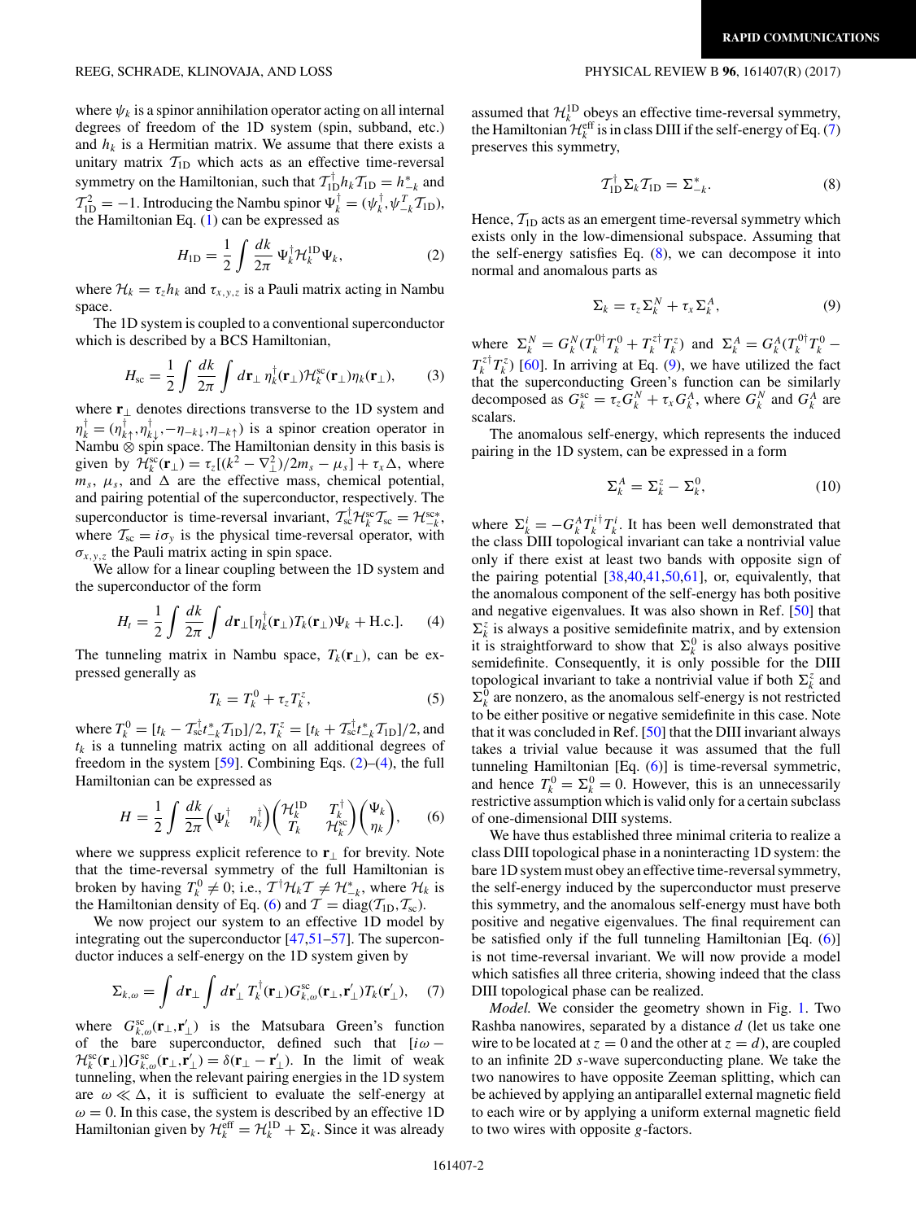where $\psi_k$ is a spinor annihilation operator acting on all internal degrees of freedom of the 1D system (spin, subband, etc.) and $h_k$ is a Hermitian matrix. We assume that there exists a unitary matrix $\mathcal{T}_{1\mathrm{D}}$ which acts as an effective time-reversal symmetry on the Hamiltonian, such that $\mathcal{T}_{1\mathrm{D}}^\dagger h_k \mathcal{T}_{1\mathrm{D}} = h_{-k}^*$ and $\mathcal{T}_{1\mathrm{D}}^2 = -1$. Introducing the Nambu spinor $\Psi_k^\dagger = (\psi_k^\dagger, \psi_{-k}^T \mathcal{T}_{1\mathrm{D}})$, the Hamiltonian Eq. (1) can be expressed as

$$H_{1\mathrm{D}} = \frac{1}{2}\int \frac{dk}{2\pi}\, \Psi_k^\dagger \mathcal{H}_k^{1\mathrm{D}} \Psi_k, \tag{2}$$

where $\mathcal{H}_k = \tau_z h_k$ and $\tau_{x,y,z}$ is a Pauli matrix acting in Nambu space.

The 1D system is coupled to a conventional superconductor which is described by a BCS Hamiltonian,

$$H_{\mathrm{sc}} = \frac{1}{2}\int \frac{dk}{2\pi}\int d\mathbf{r}_\perp\, \eta_k^\dagger(\mathbf{r}_\perp)\mathcal{H}_k^{\mathrm{sc}}(\mathbf{r}_\perp)\eta_k(\mathbf{r}_\perp), \tag{3}$$

where $\mathbf{r}_\perp$ denotes directions transverse to the 1D system and $\eta_k^\dagger = (\eta_{k\uparrow}^\dagger, \eta_{k\downarrow}^\dagger, -\eta_{-k\downarrow}, \eta_{-k\uparrow})$ is a spinor creation operator in Nambu $\otimes$ spin space. The Hamiltonian density in this basis is given by $\mathcal{H}_k^{\mathrm{sc}}(\mathbf{r}_\perp) = \tau_z[(k^2 - \nabla_\perp^2)/2m_s - \mu_s] + \tau_x \Delta$, where $m_s$, $\mu_s$, and $\Delta$ are the effective mass, chemical potential, and pairing potential of the superconductor, respectively. The superconductor is time-reversal invariant, $\mathcal{T}_{\mathrm{sc}}^\dagger \mathcal{H}_k^{\mathrm{sc}} \mathcal{T}_{\mathrm{sc}} = \mathcal{H}_{-k}^{\mathrm{sc}*}$, where $\mathcal{T}_{\mathrm{sc}} = i\sigma_y$ is the physical time-reversal operator, with $\sigma_{x,y,z}$ the Pauli matrix acting in spin space.

We allow for a linear coupling between the 1D system and the superconductor of the form

$$H_t = \frac{1}{2}\int \frac{dk}{2\pi}\int d\mathbf{r}_\perp [\eta_k^\dagger(\mathbf{r}_\perp) T_k(\mathbf{r}_\perp)\Psi_k + \mathrm{H.c.}]. \tag{4}$$

The tunneling matrix in Nambu space, $T_k(\mathbf{r}_\perp)$, can be expressed generally as

$$T_k = T_k^0 + \tau_z T_k^z, \tag{5}$$

where $T_k^0 = [t_k - \mathcal{T}_{\mathrm{sc}}^\dagger t_{-k}^* \mathcal{T}_{1\mathrm{D}}]/2$, $T_k^z = [t_k + \mathcal{T}_{\mathrm{sc}}^\dagger t_{-k}^* \mathcal{T}_{1\mathrm{D}}]/2$, and $t_k$ is a tunneling matrix acting on all additional degrees of freedom in the system [59]. Combining Eqs. (2)–(4), the full Hamiltonian can be expressed as

$$H = \frac{1}{2}\int \frac{dk}{2\pi}\begin{pmatrix}\Psi_k^\dagger & \eta_k^\dagger\end{pmatrix}\begin{pmatrix}\mathcal{H}_k^{1\mathrm{D}} & T_k^\dagger \\ T_k & \mathcal{H}_k^{\mathrm{sc}}\end{pmatrix}\begin{pmatrix}\Psi_k \\ \eta_k\end{pmatrix}, \tag{6}$$

where we suppress explicit reference to $\mathbf{r}_\perp$ for brevity. Note that the time-reversal symmetry of the full Hamiltonian is broken by having $T_k^0 \neq 0$; i.e., $\mathcal{T}^\dagger \mathcal{H}_k \mathcal{T} \neq \mathcal{H}_{-k}^*$, where $\mathcal{H}_k$ is the Hamiltonian density of Eq. (6) and $\mathcal{T} = \mathrm{diag}(\mathcal{T}_{1\mathrm{D}}, \mathcal{T}_{\mathrm{sc}})$.

We now project our system to an effective 1D model by integrating out the superconductor [47,51–57]. The superconductor induces a self-energy on the 1D system given by

$$\Sigma_{k,\omega} = \int d\mathbf{r}_\perp \int d\mathbf{r}_\perp'\, T_k^\dagger(\mathbf{r}_\perp) G_{k,\omega}^{\mathrm{sc}}(\mathbf{r}_\perp, \mathbf{r}_\perp') T_k(\mathbf{r}_\perp'), \tag{7}$$

where $G_{k,\omega}^{\mathrm{sc}}(\mathbf{r}_\perp, \mathbf{r}_\perp')$ is the Matsubara Green's function of the bare superconductor, defined such that $[i\omega - \mathcal{H}_k^{\mathrm{sc}}(\mathbf{r}_\perp)]G_{k,\omega}^{\mathrm{sc}}(\mathbf{r}_\perp, \mathbf{r}_\perp') = \delta(\mathbf{r}_\perp - \mathbf{r}_\perp')$. In the limit of weak tunneling, when the relevant pairing energies in the 1D system are $\omega \ll \Delta$, it is sufficient to evaluate the self-energy at $\omega = 0$. In this case, the system is described by an effective 1D Hamiltonian given by $\mathcal{H}_k^{\mathrm{eff}} = \mathcal{H}_k^{1\mathrm{D}} + \Sigma_k$. Since it was already assumed that $\mathcal{H}_k^{1\mathrm{D}}$ obeys an effective time-reversal symmetry, the Hamiltonian $\mathcal{H}_k^{\mathrm{eff}}$ is in class DIII if the self-energy of Eq. (7) preserves this symmetry,

$$\mathcal{T}_{1\mathrm{D}}^\dagger \Sigma_k \mathcal{T}_{1\mathrm{D}} = \Sigma_{-k}^*. \tag{8}$$

Hence, $\mathcal{T}_{1\mathrm{D}}$ acts as an emergent time-reversal symmetry which exists only in the low-dimensional subspace. Assuming that the self-energy satisfies Eq. (8), we can decompose it into normal and anomalous parts as

$$\Sigma_k = \tau_z \Sigma_k^N + \tau_x \Sigma_k^A, \tag{9}$$

where $\Sigma_k^N = G_k^N(T_k^{0\dagger} T_k^0 + T_k^{z\dagger} T_k^z)$ and $\Sigma_k^A = G_k^A(T_k^{0\dagger} T_k^0 - T_k^{z\dagger} T_k^z)$ [60]. In arriving at Eq. (9), we have utilized the fact that the superconducting Green's function can be similarly decomposed as $G_k^{\mathrm{sc}} = \tau_z G_k^N + \tau_x G_k^A$, where $G_k^N$ and $G_k^A$ are scalars.

The anomalous self-energy, which represents the induced pairing in the 1D system, can be expressed in a form

$$\Sigma_k^A = \Sigma_k^z - \Sigma_k^0, \tag{10}$$

where $\Sigma_k^i = -G_k^A T_k^{i\dagger} T_k^i$. It has been well demonstrated that the class DIII topological invariant can take a nontrivial value only if there exist at least two bands with opposite sign of the pairing potential [38,40,41,50,61], or, equivalently, that the anomalous component of the self-energy has both positive and negative eigenvalues. It was also shown in Ref. [50] that $\Sigma_k^z$ is always a positive semidefinite matrix, and by extension it is straightforward to show that $\Sigma_k^0$ is also always positive semidefinite. Consequently, it is only possible for the DIII topological invariant to take a nontrivial value if both $\Sigma_k^z$ and $\Sigma_k^0$ are nonzero, as the anomalous self-energy is not restricted to be either positive or negative semidefinite in this case. Note that it was concluded in Ref. [50] that the DIII invariant always takes a trivial value because it was assumed that the full tunneling Hamiltonian [Eq. (6)] is time-reversal symmetric, and hence $T_k^0 = \Sigma_k^0 = 0$. However, this is an unnecessarily restrictive assumption which is valid only for a certain subclass of one-dimensional DIII systems.

We have thus established three minimal criteria to realize a class DIII topological phase in a noninteracting 1D system: the bare 1D system must obey an effective time-reversal symmetry, the self-energy induced by the superconductor must preserve this symmetry, and the anomalous self-energy must have both positive and negative eigenvalues. The final requirement can be satisfied only if the full tunneling Hamiltonian [Eq. (6)] is not time-reversal invariant. We will now provide a model which satisfies all three criteria, showing indeed that the class DIII topological phase can be realized.

*Model.* We consider the geometry shown in Fig. 1. Two Rashba nanowires, separated by a distance $d$ (let us take one wire to be located at $z = 0$ and the other at $z = d$), are coupled to an infinite 2D $s$-wave superconducting plane. We take the two nanowires to have opposite Zeeman splitting, which can be achieved by applying an antiparallel external magnetic field to each wire or by applying a uniform external magnetic field to two wires with opposite $g$-factors.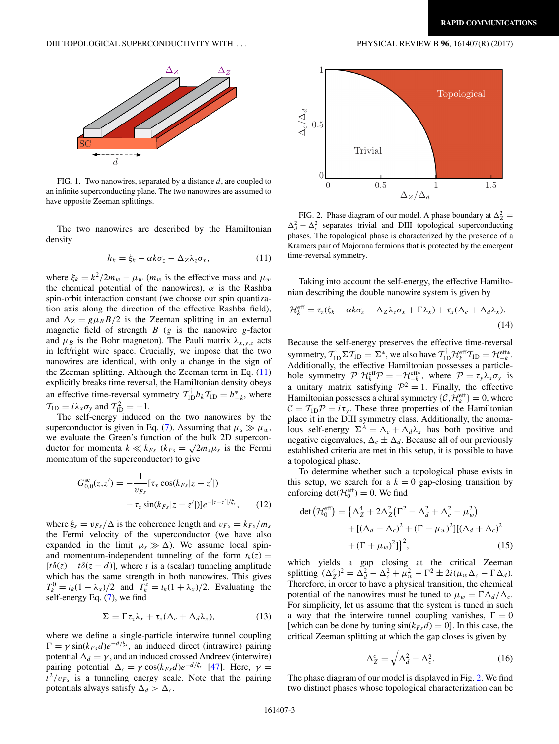FIG. 1. Two nanowires, separated by a distance $d$, are coupled to an infinite superconducting plane. The two nanowires are assumed to have opposite Zeeman splittings.

The two nanowires are described by the Hamiltonian density

$$h_k = \xi_k - \alpha k \sigma_z - \Delta_Z \lambda_z \sigma_x, \tag{11}$$

where $\xi_k = k^2/2m_w - \mu_w$ ($m_w$ is the effective mass and $\mu_w$ the chemical potential of the nanowires), $\alpha$ is the Rashba spin-orbit interaction constant (we choose our spin quantization axis along the direction of the effective Rashba field), and $\Delta_Z = g\mu_B B/2$ is the Zeeman splitting in an external magnetic field of strength $B$ ($g$ is the nanowire $g$-factor and $\mu_B$ is the Bohr magneton). The Pauli matrix $\lambda_{x,y,z}$ acts in left/right wire space. Crucially, we impose that the two nanowires are identical, with only a change in the sign of the Zeeman splitting. Although the Zeeman term in Eq. (11) explicitly breaks time reversal, the Hamiltonian density obeys an effective time-reversal symmetry $\mathcal{T}_{1\mathrm{D}}^\dagger h_k \mathcal{T}_{1\mathrm{D}} = h_{-k}^*$, where $\mathcal{T}_{1\mathrm{D}} = i\lambda_x\sigma_y$ and $\mathcal{T}_{1\mathrm{D}}^2 = -1$.

The self-energy induced on the two nanowires by the superconductor is given in Eq. (7). Assuming that $\mu_s \gg \mu_w$, we evaluate the Green's function of the bulk 2D superconductor for momenta $k \ll k_{Fs}$ ($k_{Fs} = \sqrt{2m_s\mu_s}$ is the Fermi momentum of the superconductor) to give

$$G_{0,0}^{\mathrm{sc}}(z,z') = -\frac{1}{v_{Fs}}[\tau_x \cos(k_{Fs}|z-z'|) - \tau_z \sin(k_{Fs}|z-z'|)]e^{-|z-z'|/\xi_s}, \tag{12}$$

where $\xi_s = v_{Fs}/\Delta$ is the coherence length and $v_{Fs} = k_{Fs}/m_s$ the Fermi velocity of the superconductor (we have also expanded in the limit $\mu_s \gg \Delta$). We assume local spin- and momentum-independent tunneling of the form $t_k(z) = [t\delta(z) \quad t\delta(z-d)]$, where $t$ is a (scalar) tunneling amplitude which has the same strength in both nanowires. This gives $T_k^0 = t_k(1-\lambda_x)/2$ and $T_k^z = t_k(1+\lambda_x)/2$. Evaluating the self-energy Eq. (7), we find

$$\Sigma = \Gamma\tau_z\lambda_x + \tau_x(\Delta_c + \Delta_d\lambda_x), \tag{13}$$

where we define a single-particle interwire tunnel coupling $\Gamma = \gamma \sin(k_{Fs}d)e^{-d/\xi_s}$, an induced direct (intrawire) pairing potential $\Delta_d = \gamma$, and an induced crossed Andreev (interwire) pairing potential $\Delta_c = \gamma\cos(k_{Fs}d)e^{-d/\xi_s}$ [47]. Here, $\gamma = t^2/v_{Fs}$ is a tunneling energy scale. Note that the pairing potentials always satisfy $\Delta_d > \Delta_c$.

FIG. 2. Phase diagram of our model. A phase boundary at $\Delta_Z^2 = \Delta_d^2 - \Delta_c^2$ separates trivial and DIII topological superconducting phases. The topological phase is characterized by the presence of a Kramers pair of Majorana fermions that is protected by the emergent time-reversal symmetry.

Taking into account the self-energy, the effective Hamiltonian describing the double nanowire system is given by

$$\mathcal{H}_k^{\mathrm{eff}} = \tau_z(\xi_k - \alpha k\sigma_z - \Delta_Z\lambda_z\sigma_x + \Gamma\lambda_x) + \tau_x(\Delta_c + \Delta_d\lambda_x). \tag{14}$$

Because the self-energy preserves the effective time-reversal symmetry, $\mathcal{T}_{1\mathrm{D}}^\dagger\Sigma\mathcal{T}_{1\mathrm{D}} = \Sigma^*$, we also have $\mathcal{T}_{1\mathrm{D}}^\dagger\mathcal{H}_k^{\mathrm{eff}}\mathcal{T}_{1\mathrm{D}} = \mathcal{H}_{-k}^{\mathrm{eff}*}$. Additionally, the effective Hamiltonian possesses a particle-hole symmetry $\mathcal{P}^\dagger\mathcal{H}_k^{\mathrm{eff}}\mathcal{P} = -\mathcal{H}_{-k}^{\mathrm{eff}*}$, where $\mathcal{P} = \tau_y\lambda_x\sigma_y$ is a unitary matrix satisfying $\mathcal{P}^2 = 1$. Finally, the effective Hamiltonian possesses a chiral symmetry $\{\mathcal{C},\mathcal{H}_k^{\mathrm{eff}}\} = 0$, where $\mathcal{C} = \mathcal{T}_{1\mathrm{D}}\mathcal{P} = i\tau_y$. These three properties of the Hamiltonian place it in the DIII symmetry class. Additionally, the anomalous self-energy $\Sigma^A = \Delta_c + \Delta_d\lambda_x$ has both positive and negative eigenvalues, $\Delta_c \pm \Delta_d$. Because all of our previously established criteria are met in this setup, it is possible to have a topological phase.

To determine whether such a topological phase exists in this setup, we search for a $k=0$ gap-closing transition by enforcing $\det(\mathcal{H}_0^{\mathrm{eff}}) = 0$. We find

$$\det\left(\mathcal{H}_0^{\mathrm{eff}}\right) = \left\{\Delta_Z^4 + 2\Delta_Z^2\left(\Gamma^2 - \Delta_d^2 + \Delta_c^2 - \mu_w^2\right) + [(\Delta_d - \Delta_c)^2 + (\Gamma - \mu_w)^2][(\Delta_d + \Delta_c)^2 + (\Gamma + \mu_w)^2]\right\}^2, \tag{15}$$

which yields a gap closing at the critical Zeeman splitting $(\Delta_Z^c)^2 = \Delta_d^2 - \Delta_c^2 + \mu_w^2 - \Gamma^2 \pm 2i(\mu_w\Delta_c - \Gamma\Delta_d)$. Therefore, in order to have a physical transition, the chemical potential of the nanowires must be tuned to $\mu_w = \Gamma\Delta_d/\Delta_c$. For simplicity, let us assume that the system is tuned in such a way that the interwire tunnel coupling vanishes, $\Gamma = 0$ [which can be done by tuning $\sin(k_{Fs}d) = 0$]. In this case, the critical Zeeman splitting at which the gap closes is given by

$$\Delta_Z^c = \sqrt{\Delta_d^2 - \Delta_c^2}. \tag{16}$$

The phase diagram of our model is displayed in Fig. 2. We find two distinct phases whose topological characterization can be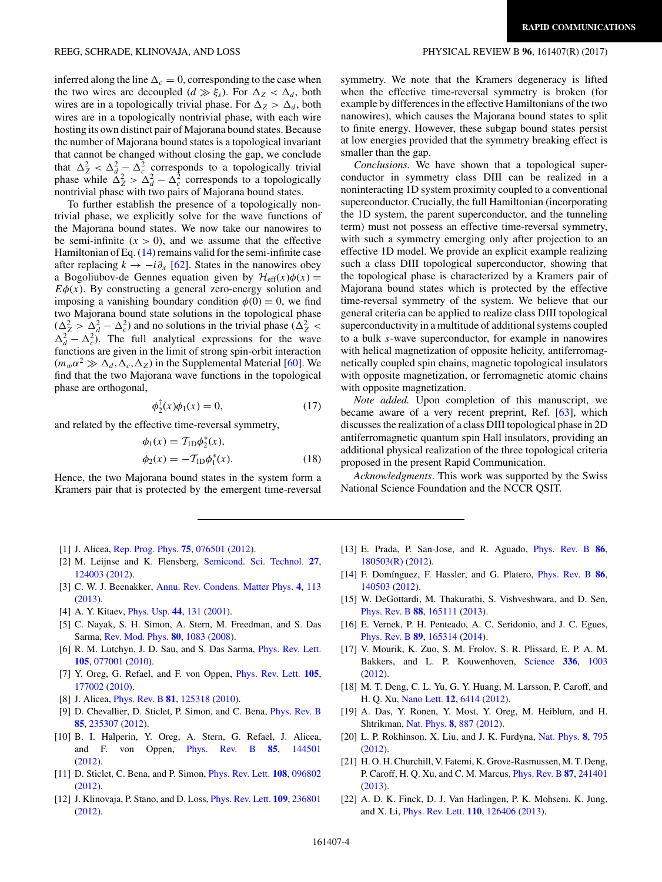inferred along the line $\Delta_c = 0$, corresponding to the case when the two wires are decoupled ($d \gg \xi_s$). For $\Delta_Z < \Delta_d$, both wires are in a topologically trivial phase. For $\Delta_Z > \Delta_d$, both wires are in a topologically nontrivial phase, with each wire hosting its own distinct pair of Majorana bound states. Because the number of Majorana bound states is a topological invariant that cannot be changed without closing the gap, we conclude that $\Delta_Z^2 < \Delta_d^2 - \Delta_c^2$ corresponds to a topologically trivial phase while $\Delta_Z^2 > \Delta_d^2 - \Delta_c^2$ corresponds to a topologically nontrivial phase with two pairs of Majorana bound states.

To further establish the presence of a topologically nontrivial phase, we explicitly solve for the wave functions of the Majorana bound states. We now take our nanowires to be semi-infinite ($x > 0$), and we assume that the effective Hamiltonian of Eq. (14) remains valid for the semi-infinite case after replacing $k \to -i\partial_x$ [62]. States in the nanowires obey a Bogoliubov-de Gennes equation given by $\mathcal{H}_{\rm eff}(x)\phi(x) = E\phi(x)$. By constructing a general zero-energy solution and imposing a vanishing boundary condition $\phi(0) = 0$, we find two Majorana bound state solutions in the topological phase ($\Delta_Z^2 > \Delta_d^2 - \Delta_c^2$) and no solutions in the trivial phase ($\Delta_Z^2 < \Delta_d^2 - \Delta_c^2$). The full analytical expressions for the wave functions are given in the limit of strong spin-orbit interaction ($m_w\alpha^2 \gg \Delta_d, \Delta_c, \Delta_Z$) in the Supplemental Material [60]. We find that the two Majorana wave functions in the topological phase are orthogonal,

$$\phi_2^\dagger(x)\phi_1(x) = 0, \tag{17}$$

and related by the effective time-reversal symmetry,

$$\begin{aligned} \phi_1(x) &= \mathcal{T}_{\rm 1D}\phi_2^*(x), \\ \phi_2(x) &= -\mathcal{T}_{\rm 1D}\phi_1^*(x). \end{aligned} \tag{18}$$

Hence, the two Majorana bound states in the system form a Kramers pair that is protected by the emergent time-reversal symmetry. We note that the Kramers degeneracy is lifted when the effective time-reversal symmetry is broken (for example by differences in the effective Hamiltonians of the two nanowires), which causes the Majorana bound states to split to finite energy. However, these subgap bound states persist at low energies provided that the symmetry breaking effect is smaller than the gap.

*Conclusions.* We have shown that a topological superconductor in symmetry class DIII can be realized in a noninteracting 1D system proximity coupled to a conventional superconductor. Crucially, the full Hamiltonian (incorporating the 1D system, the parent superconductor, and the tunneling term) must not possess an effective time-reversal symmetry, with such a symmetry emerging only after projection to an effective 1D model. We provide an explicit example realizing such a class DIII topological superconductor, showing that the topological phase is characterized by a Kramers pair of Majorana bound states which is protected by the effective time-reversal symmetry of the system. We believe that our general criteria can be applied to realize class DIII topological superconductivity in a multitude of additional systems coupled to a bulk *s*-wave superconductor, for example in nanowires with helical magnetization of opposite helicity, antiferromagnetically coupled spin chains, magnetic topological insulators with opposite magnetization, or ferromagnetic atomic chains with opposite magnetization.

*Note added.* Upon completion of this manuscript, we became aware of a very recent preprint, Ref. [63], which discusses the realization of a class DIII topological phase in 2D antiferromagnetic quantum spin Hall insulators, providing an additional physical realization of the three topological criteria proposed in the present Rapid Communication.

*Acknowledgments*. This work was supported by the Swiss National Science Foundation and the NCCR QSIT.

---

[1] J. Alicea, Rep. Prog. Phys. **75**, 076501 (2012).
[2] M. Leijnse and K. Flensberg, Semicond. Sci. Technol. **27**, 124003 (2012).
[3] C. W. J. Beenakker, Annu. Rev. Condens. Matter Phys. **4**, 113 (2013).
[4] A. Y. Kitaev, Phys. Usp. **44**, 131 (2001).
[5] C. Nayak, S. H. Simon, A. Stern, M. Freedman, and S. Das Sarma, Rev. Mod. Phys. **80**, 1083 (2008).
[6] R. M. Lutchyn, J. D. Sau, and S. Das Sarma, Phys. Rev. Lett. **105**, 077001 (2010).
[7] Y. Oreg, G. Refael, and F. von Oppen, Phys. Rev. Lett. **105**, 177002 (2010).
[8] J. Alicea, Phys. Rev. B **81**, 125318 (2010).
[9] D. Chevallier, D. Sticlet, P. Simon, and C. Bena, Phys. Rev. B **85**, 235307 (2012).
[10] B. I. Halperin, Y. Oreg, A. Stern, G. Refael, J. Alicea, and F. von Oppen, Phys. Rev. B **85**, 144501 (2012).
[11] D. Sticlet, C. Bena, and P. Simon, Phys. Rev. Lett. **108**, 096802 (2012).
[12] J. Klinovaja, P. Stano, and D. Loss, Phys. Rev. Lett. **109**, 236801 (2012).
[13] E. Prada, P. San-Jose, and R. Aguado, Phys. Rev. B **86**, 180503(R) (2012).
[14] F. Domínguez, F. Hassler, and G. Platero, Phys. Rev. B **86**, 140503 (2012).
[15] W. DeGottardi, M. Thakurathi, S. Vishveshwara, and D. Sen, Phys. Rev. B **88**, 165111 (2013).
[16] E. Vernek, P. H. Penteado, A. C. Seridonio, and J. C. Egues, Phys. Rev. B **89**, 165314 (2014).
[17] V. Mourik, K. Zuo, S. M. Frolov, S. R. Plissard, E. P. A. M. Bakkers, and L. P. Kouwenhoven, Science **336**, 1003 (2012).
[18] M. T. Deng, C. L. Yu, G. Y. Huang, M. Larsson, P. Caroff, and H. Q. Xu, Nano Lett. **12**, 6414 (2012).
[19] A. Das, Y. Ronen, Y. Most, Y. Oreg, M. Heiblum, and H. Shtrikman, Nat. Phys. **8**, 887 (2012).
[20] L. P. Rokhinson, X. Liu, and J. K. Furdyna, Nat. Phys. **8**, 795 (2012).
[21] H. O. H. Churchill, V. Fatemi, K. Grove-Rasmussen, M. T. Deng, P. Caroff, H. Q. Xu, and C. M. Marcus, Phys. Rev. B **87**, 241401 (2013).
[22] A. D. K. Finck, D. J. Van Harlingen, P. K. Mohseni, K. Jung, and X. Li, Phys. Rev. Lett. **110**, 126406 (2013).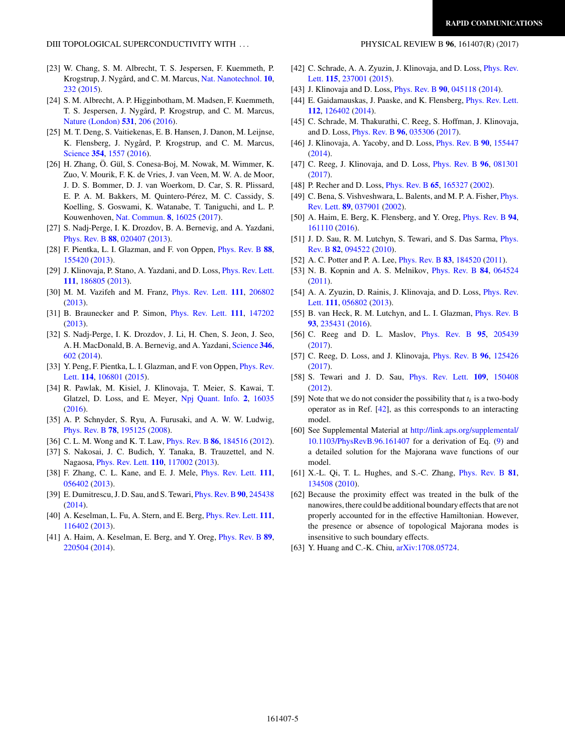[23] W. Chang, S. M. Albrecht, T. S. Jespersen, F. Kuemmeth, P. Krogstrup, J. Nygård, and C. M. Marcus, Nat. Nanotechnol. **10**, 232 (2015).

[24] S. M. Albrecht, A. P. Higginbotham, M. Madsen, F. Kuemmeth, T. S. Jespersen, J. Nygård, P. Krogstrup, and C. M. Marcus, Nature (London) **531**, 206 (2016).

[25] M. T. Deng, S. Vaitiekenas, E. B. Hansen, J. Danon, M. Leijnse, K. Flensberg, J. Nygård, P. Krogstrup, and C. M. Marcus, Science **354**, 1557 (2016).

[26] H. Zhang, Ö. Gül, S. Conesa-Boj, M. Nowak, M. Wimmer, K. Zuo, V. Mourik, F. K. de Vries, J. van Veen, M. W. A. de Moor, J. D. S. Bommer, D. J. van Woerkom, D. Car, S. R. Plissard, E. P. A. M. Bakkers, M. Quintero-Pérez, M. C. Cassidy, S. Koelling, S. Goswami, K. Watanabe, T. Taniguchi, and L. P. Kouwenhoven, Nat. Commun. **8**, 16025 (2017).

[27] S. Nadj-Perge, I. K. Drozdov, B. A. Bernevig, and A. Yazdani, Phys. Rev. B **88**, 020407 (2013).

[28] F. Pientka, L. I. Glazman, and F. von Oppen, Phys. Rev. B **88**, 155420 (2013).

[29] J. Klinovaja, P. Stano, A. Yazdani, and D. Loss, Phys. Rev. Lett. **111**, 186805 (2013).

[30] M. M. Vazifeh and M. Franz, Phys. Rev. Lett. **111**, 206802 (2013).

[31] B. Braunecker and P. Simon, Phys. Rev. Lett. **111**, 147202 (2013).

[32] S. Nadj-Perge, I. K. Drozdov, J. Li, H. Chen, S. Jeon, J. Seo, A. H. MacDonald, B. A. Bernevig, and A. Yazdani, Science **346**, 602 (2014).

[33] Y. Peng, F. Pientka, L. I. Glazman, and F. von Oppen, Phys. Rev. Lett. **114**, 106801 (2015).

[34] R. Pawlak, M. Kisiel, J. Klinovaja, T. Meier, S. Kawai, T. Glatzel, D. Loss, and E. Meyer, Npj Quant. Info. **2**, 16035 (2016).

[35] A. P. Schnyder, S. Ryu, A. Furusaki, and A. W. W. Ludwig, Phys. Rev. B **78**, 195125 (2008).

[36] C. L. M. Wong and K. T. Law, Phys. Rev. B **86**, 184516 (2012).

[37] S. Nakosai, J. C. Budich, Y. Tanaka, B. Trauzettel, and N. Nagaosa, Phys. Rev. Lett. **110**, 117002 (2013).

[38] F. Zhang, C. L. Kane, and E. J. Mele, Phys. Rev. Lett. **111**, 056402 (2013).

[39] E. Dumitrescu, J. D. Sau, and S. Tewari, Phys. Rev. B **90**, 245438 (2014).

[40] A. Keselman, L. Fu, A. Stern, and E. Berg, Phys. Rev. Lett. **111**, 116402 (2013).

[41] A. Haim, A. Keselman, E. Berg, and Y. Oreg, Phys. Rev. B **89**, 220504 (2014).

[42] C. Schrade, A. A. Zyuzin, J. Klinovaja, and D. Loss, Phys. Rev. Lett. **115**, 237001 (2015).

[43] J. Klinovaja and D. Loss, Phys. Rev. B **90**, 045118 (2014).

[44] E. Gaidamauskas, J. Paaske, and K. Flensberg, Phys. Rev. Lett. **112**, 126402 (2014).

[45] C. Schrade, M. Thakurathi, C. Reeg, S. Hoffman, J. Klinovaja, and D. Loss, Phys. Rev. B **96**, 035306 (2017).

[46] J. Klinovaja, A. Yacoby, and D. Loss, Phys. Rev. B **90**, 155447 (2014).

[47] C. Reeg, J. Klinovaja, and D. Loss, Phys. Rev. B **96**, 081301 (2017).

[48] P. Recher and D. Loss, Phys. Rev. B **65**, 165327 (2002).

[49] C. Bena, S. Vishveshwara, L. Balents, and M. P. A. Fisher, Phys. Rev. Lett. **89**, 037901 (2002).

[50] A. Haim, E. Berg, K. Flensberg, and Y. Oreg, Phys. Rev. B **94**, 161110 (2016).

[51] J. D. Sau, R. M. Lutchyn, S. Tewari, and S. Das Sarma, Phys. Rev. B **82**, 094522 (2010).

[52] A. C. Potter and P. A. Lee, Phys. Rev. B **83**, 184520 (2011).

[53] N. B. Kopnin and A. S. Melnikov, Phys. Rev. B **84**, 064524 (2011).

[54] A. A. Zyuzin, D. Rainis, J. Klinovaja, and D. Loss, Phys. Rev. Lett. **111**, 056802 (2013).

[55] B. van Heck, R. M. Lutchyn, and L. I. Glazman, Phys. Rev. B **93**, 235431 (2016).

[56] C. Reeg and D. L. Maslov, Phys. Rev. B **95**, 205439 (2017).

[57] C. Reeg, D. Loss, and J. Klinovaja, Phys. Rev. B **96**, 125426 (2017).

[58] S. Tewari and J. D. Sau, Phys. Rev. Lett. **109**, 150408 (2012).

[59] Note that we do not consider the possibility that $t_k$ is a two-body operator as in Ref. [42], as this corresponds to an interacting model.

[60] See Supplemental Material at http://link.aps.org/supplemental/10.1103/PhysRevB.96.161407 for a derivation of Eq. (9) and a detailed solution for the Majorana wave functions of our model.

[61] X.-L. Qi, T. L. Hughes, and S.-C. Zhang, Phys. Rev. B **81**, 134508 (2010).

[62] Because the proximity effect was treated in the bulk of the nanowires, there could be additional boundary effects that are not properly accounted for in the effective Hamiltonian. However, the presence or absence of topological Majorana modes is insensitive to such boundary effects.

[63] Y. Huang and C.-K. Chiu, arXiv:1708.05724.